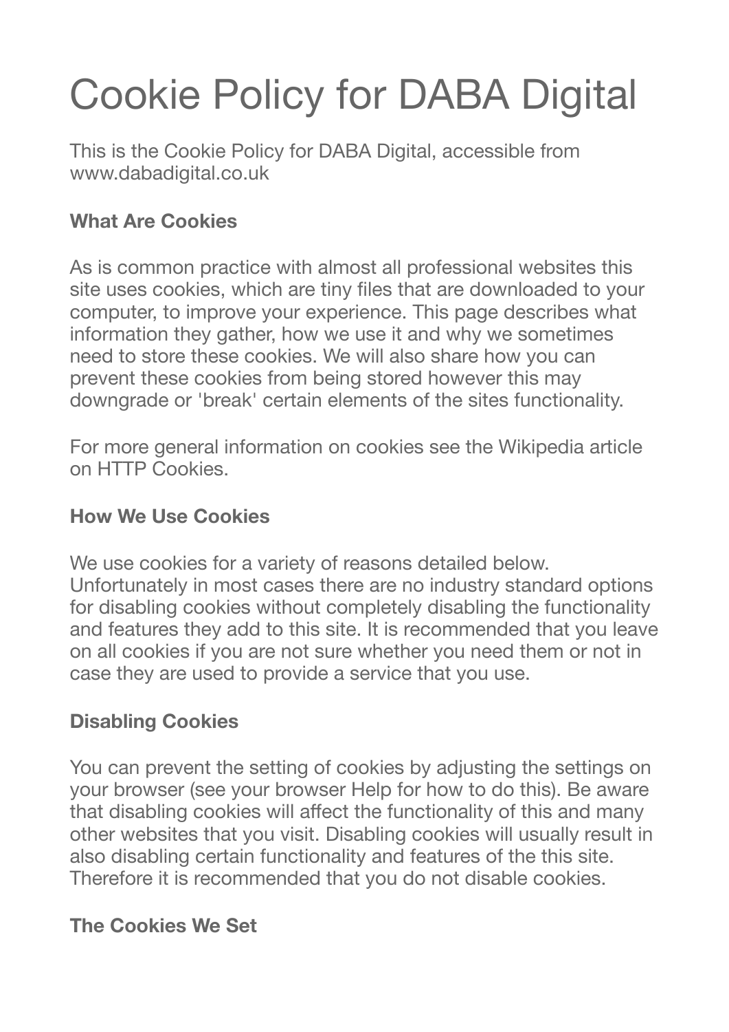# Cookie Policy for DABA Digital

This is the Cookie Policy for DABA Digital, accessible from www.dabadigital.co.uk

**What Are Cookies**

As is common practice with almost all professional websites this site uses cookies, which are tiny files that are downloaded to your computer, to improve your experience. This page describes what information they gather, how we use it and why we sometimes need to store these cookies. We will also share how you can prevent these cookies from being stored however this may downgrade or 'break' certain elements of the sites functionality.

For more general information on cookies see the Wikipedia article on HTTP Cookies.

**How We Use Cookies**

We use cookies for a variety of reasons detailed below. Unfortunately in most cases there are no industry standard options for disabling cookies without completely disabling the functionality and features they add to this site. It is recommended that you leave on all cookies if you are not sure whether you need them or not in case they are used to provide a service that you use.

**Disabling Cookies**

You can prevent the setting of cookies by adjusting the settings on your browser (see your browser Help for how to do this). Be aware that disabling cookies will affect the functionality of this and many other websites that you visit. Disabling cookies will usually result in also disabling certain functionality and features of the this site. Therefore it is recommended that you do not disable cookies.

**The Cookies We Set**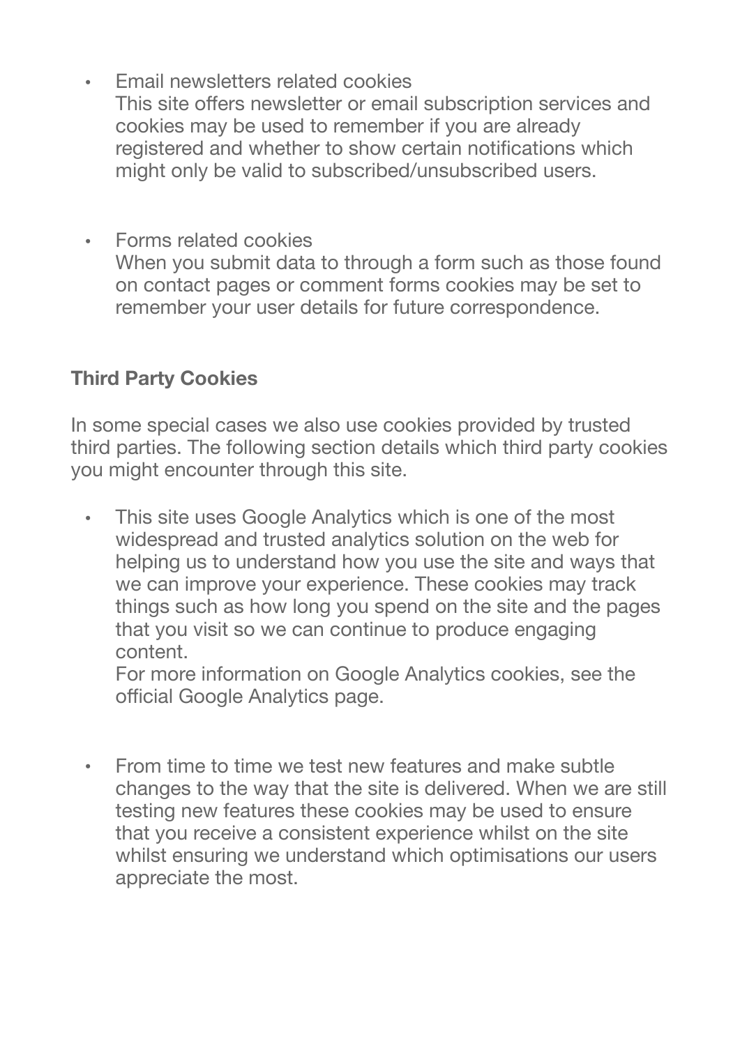- Email newsletters related cookies
  This site offers newsletter or email subscription services and cookies may be used to remember if you are already registered and whether to show certain notifications which might only be valid to subscribed/unsubscribed users.

- Forms related cookies
  When you submit data to through a form such as those found on contact pages or comment forms cookies may be set to remember your user details for future correspondence.

**Third Party Cookies**

In some special cases we also use cookies provided by trusted third parties. The following section details which third party cookies you might encounter through this site.

- This site uses Google Analytics which is one of the most widespread and trusted analytics solution on the web for helping us to understand how you use the site and ways that we can improve your experience. These cookies may track things such as how long you spend on the site and the pages that you visit so we can continue to produce engaging content.
  For more information on Google Analytics cookies, see the official Google Analytics page.

- From time to time we test new features and make subtle changes to the way that the site is delivered. When we are still testing new features these cookies may be used to ensure that you receive a consistent experience whilst on the site whilst ensuring we understand which optimisations our users appreciate the most.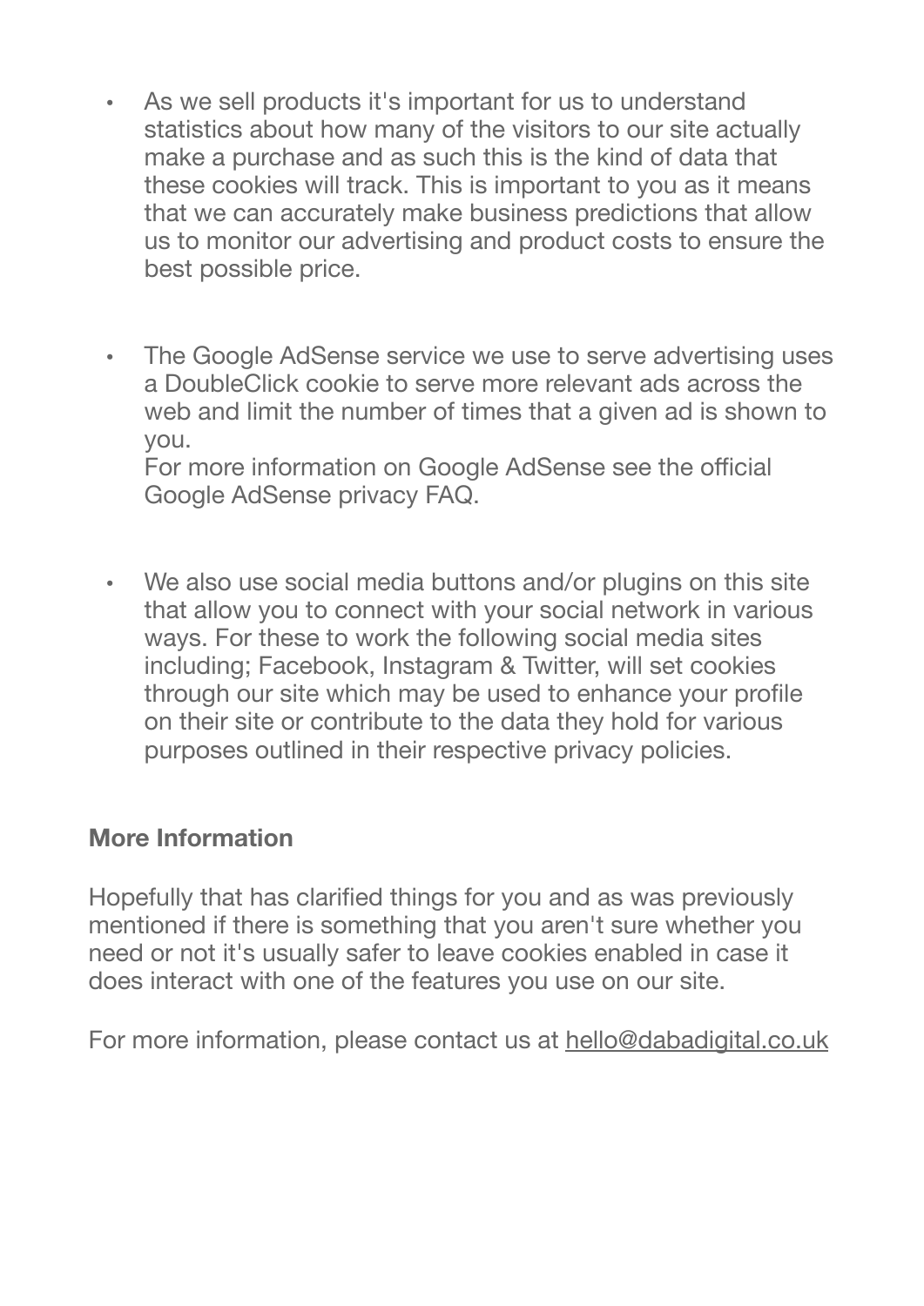- As we sell products it's important for us to understand statistics about how many of the visitors to our site actually make a purchase and as such this is the kind of data that these cookies will track. This is important to you as it means that we can accurately make business predictions that allow us to monitor our advertising and product costs to ensure the best possible price.

- The Google AdSense service we use to serve advertising uses a DoubleClick cookie to serve more relevant ads across the web and limit the number of times that a given ad is shown to you.
  For more information on Google AdSense see the official Google AdSense privacy FAQ.

- We also use social media buttons and/or plugins on this site that allow you to connect with your social network in various ways. For these to work the following social media sites including; Facebook, Instagram & Twitter, will set cookies through our site which may be used to enhance your profile on their site or contribute to the data they hold for various purposes outlined in their respective privacy policies.

**More Information**

Hopefully that has clarified things for you and as was previously mentioned if there is something that you aren't sure whether you need or not it's usually safer to leave cookies enabled in case it does interact with one of the features you use on our site.

For more information, please contact us at hello@dabadigital.co.uk